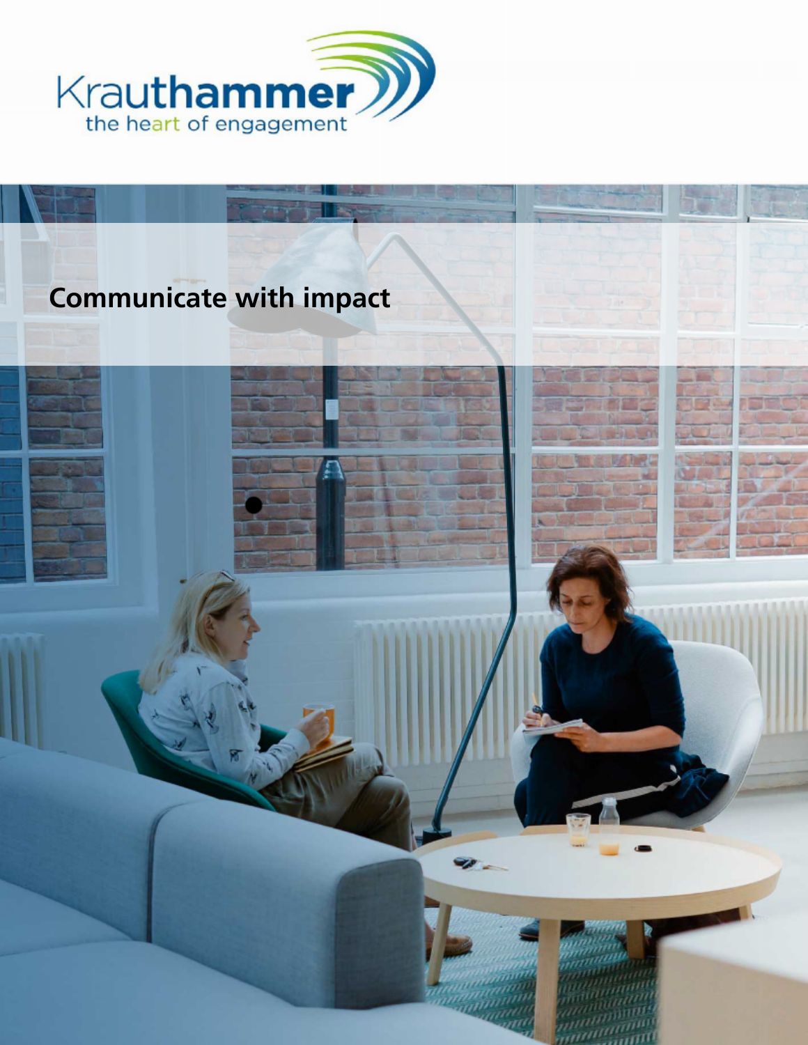Krauthammer
the heart of engagement

# Communicate with impact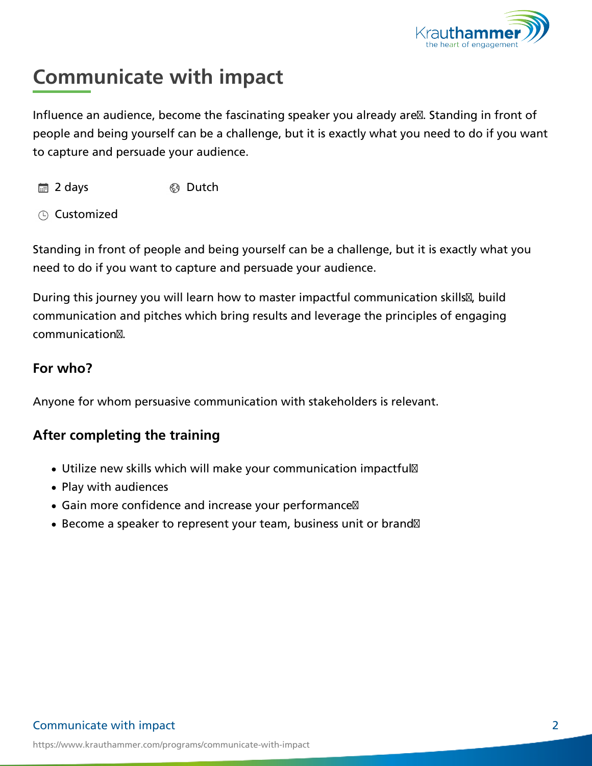# Communicate with impact

Influence an audience, become the fascinating speaker you already are. Standing in front of people and being yourself can be a challenge, but it is exactly what you need to do if you want to capture and persuade your audience.

2 days

Dutch

Customized

Standing in front of people and being yourself can be a challenge, but it is exactly what you need to do if you want to capture and persuade your audience.

During this journey you will learn how to master impactful communication skills, build communication and pitches which bring results and leverage the principles of engaging communication.

### For who?

Anyone for whom persuasive communication with stakeholders is relevant.

### After completing the training

- Utilize new skills which will make your communication impactful
- Play with audiences
- Gain more confidence and increase your performance
- Become a speaker to represent your team, business unit or brand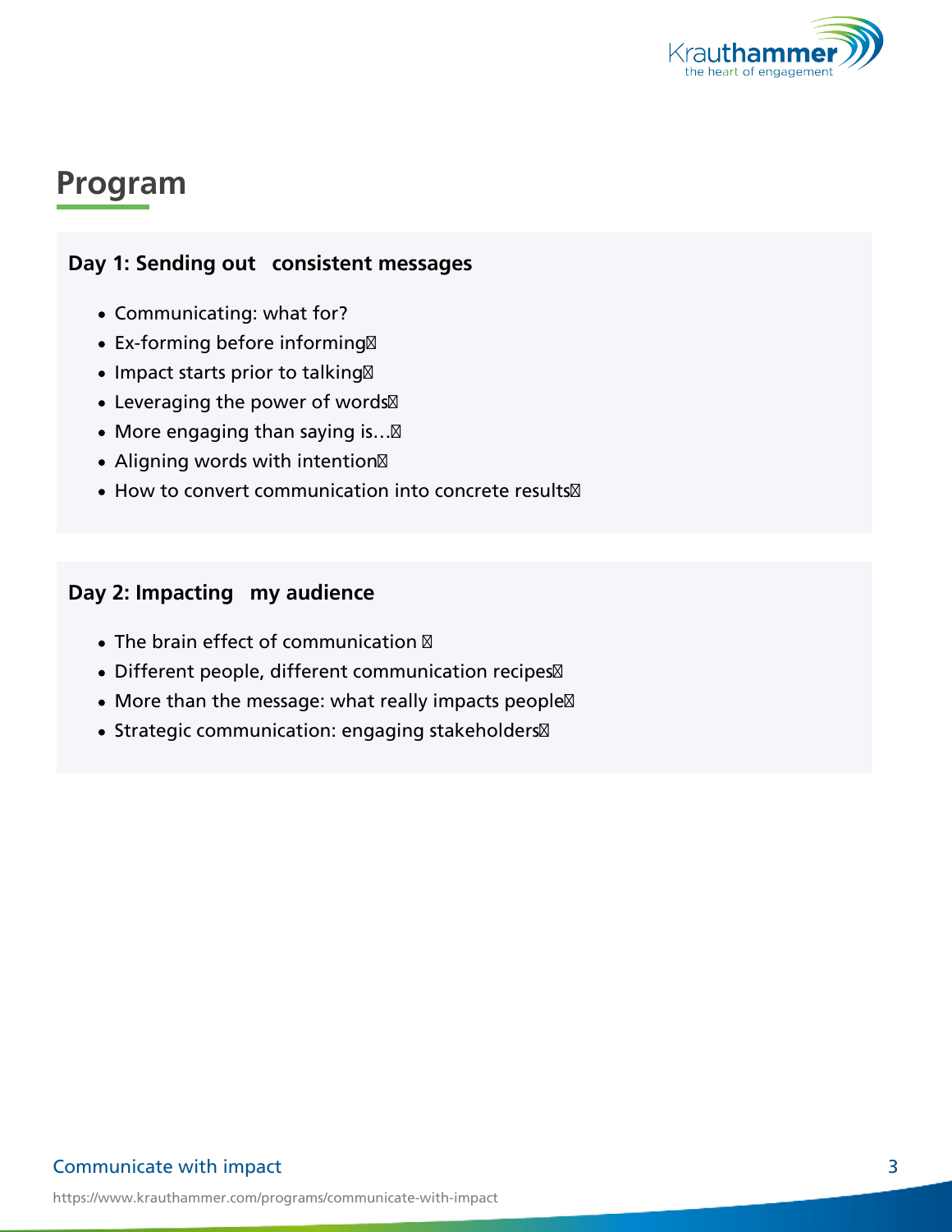## Program

### Day 1: Sending out consistent messages

- Communicating: what for?
- Ex-forming before informing
- Impact starts prior to talking
- Leveraging the power of words
- More engaging than saying is…
- Aligning words with intention
- How to convert communication into concrete results

### Day 2: Impacting my audience

- The brain effect of communication
- Different people, different communication recipes
- More than the message: what really impacts people
- Strategic communication: engaging stakeholders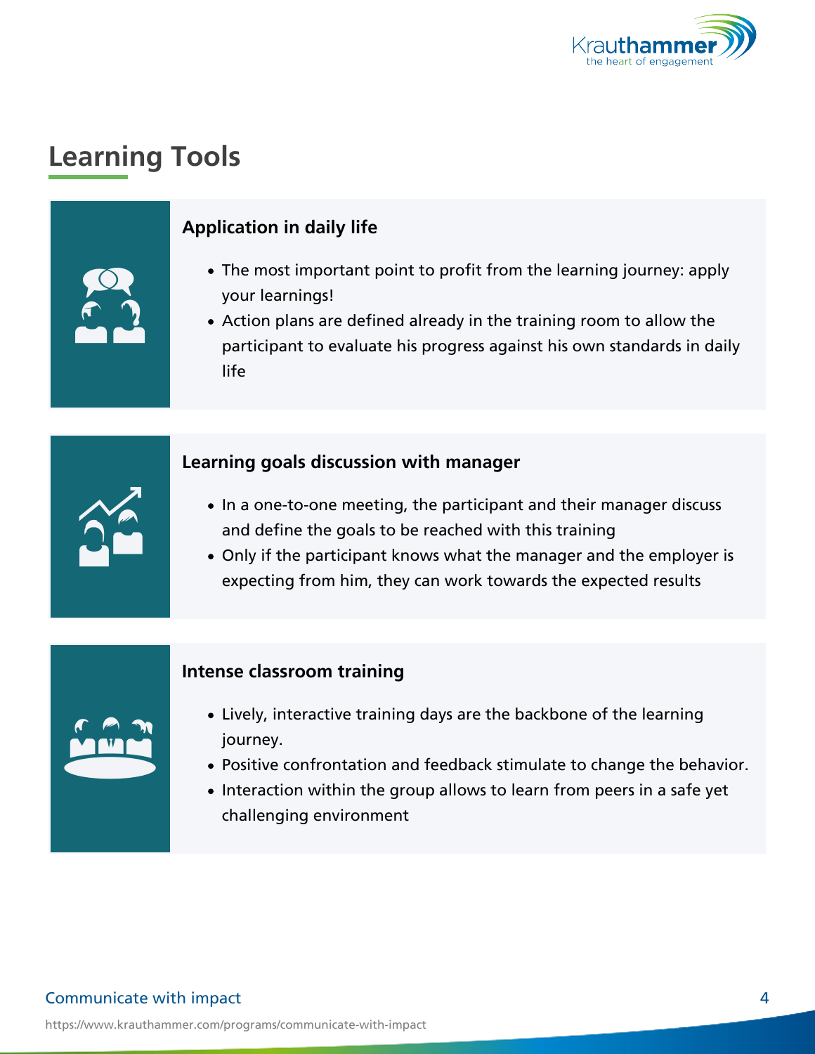## Learning Tools

### Application in daily life

- The most important point to profit from the learning journey: apply your learnings!
- Action plans are defined already in the training room to allow the participant to evaluate his progress against his own standards in daily life

### Learning goals discussion with manager

- In a one-to-one meeting, the participant and their manager discuss and define the goals to be reached with this training
- Only if the participant knows what the manager and the employer is expecting from him, they can work towards the expected results

### Intense classroom training

- Lively, interactive training days are the backbone of the learning journey.
- Positive confrontation and feedback stimulate to change the behavior.
- Interaction within the group allows to learn from peers in a safe yet challenging environment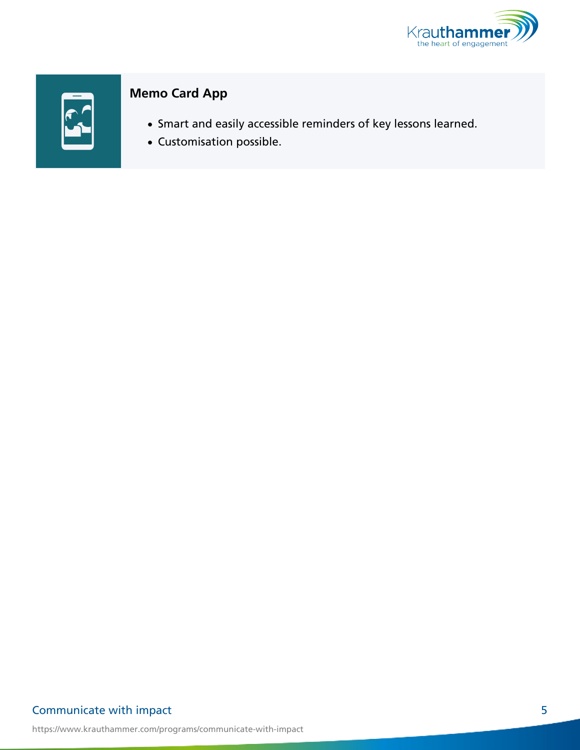### Memo Card App

- Smart and easily accessible reminders of key lessons learned.
- Customisation possible.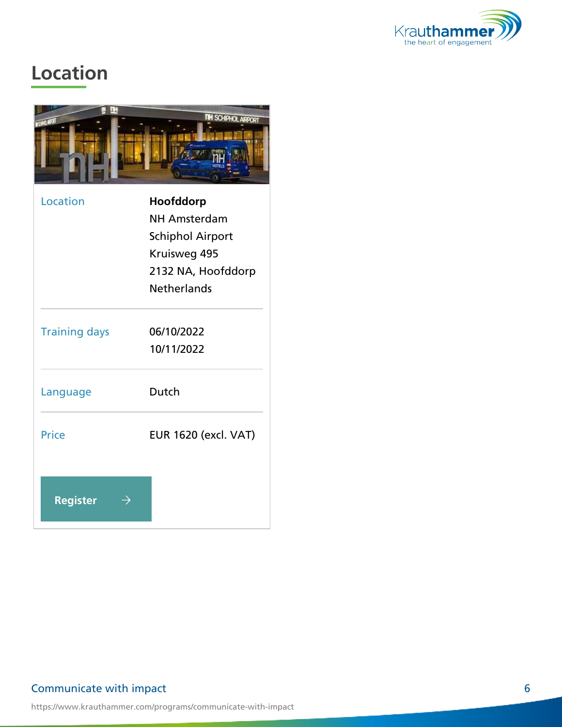## Location

| | |
|---|---|
| Location | **Hoofddorp**<br>NH Amsterdam<br>Schiphol Airport<br>Kruisweg 495<br>2132 NA, Hoofddorp<br>Netherlands |
| Training days | 06/10/2022<br>10/11/2022 |
| Language | Dutch |
| Price | EUR 1620 (excl. VAT) |

**Register** →